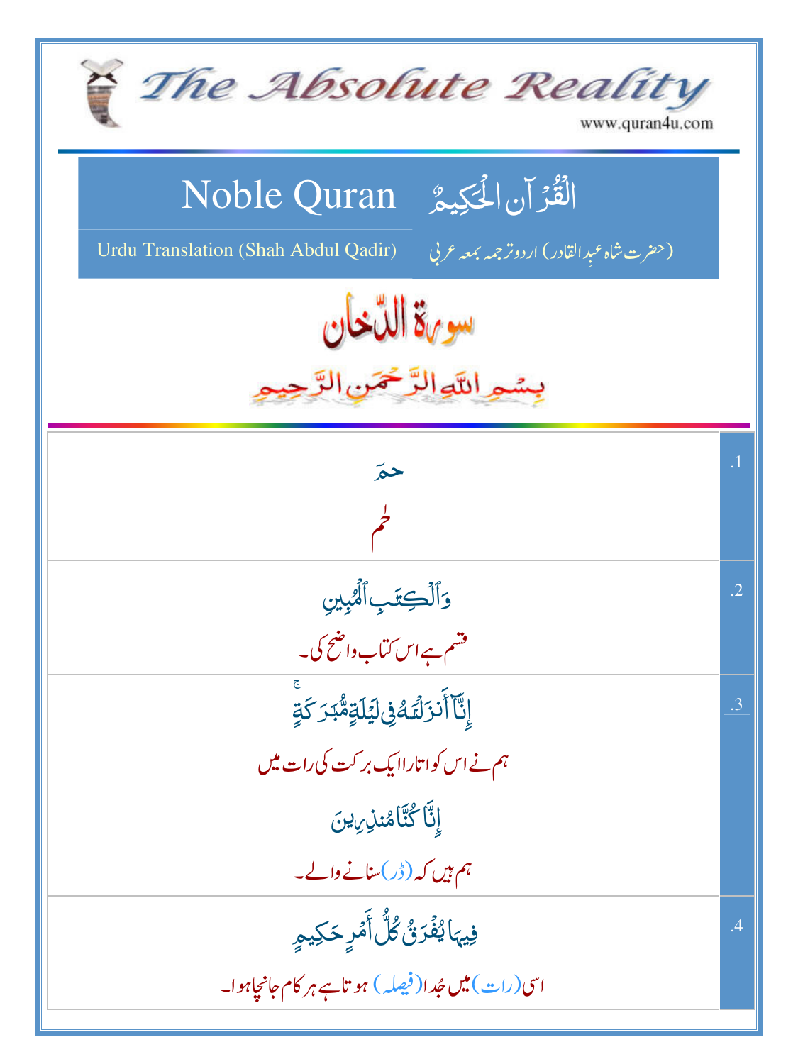# The Absolute Reality

www.quran4u.com

## Noble Quran — الْقُرْآنِ الْحَكِيمُ

Urdu Translation (Shah Abdul Qadir) — (حضرت شاہ عبدِالقادر) اردو ترجمہ بمعہ عربی

## سورۃ الدّخان

بِسْمِ اللّٰهِ الرَّحْمٰنِ الرَّحِيْمِ

| | |
|---|---|
| .1 | حمٓ<br>حٰم |
| .2 | وَٱلۡكِتَٰبِ ٱلۡمُبِينِ<br>قسم ہے اس کتاب واضح کی۔ |
| .3 | إِنَّآ أَنزَلۡنَٰهُ فِي لَيۡلَةٖ مُّبَٰرَكَةٍۚ<br>ہم نے اس کو اتارا ایک برکت کی رات میں<br>إِنَّا كُنَّا مُنذِرِينَ<br>ہم ہیں کہ (ڈر) سنانے والے۔ |
| .4 | فِيهَا يُفۡرَقُ كُلُّ أَمۡرٍ حَكِيمٍ<br>اسی (رات) میں جدا (فیصلہ) ہوتا ہے ہر کام جانچا ہوا۔ |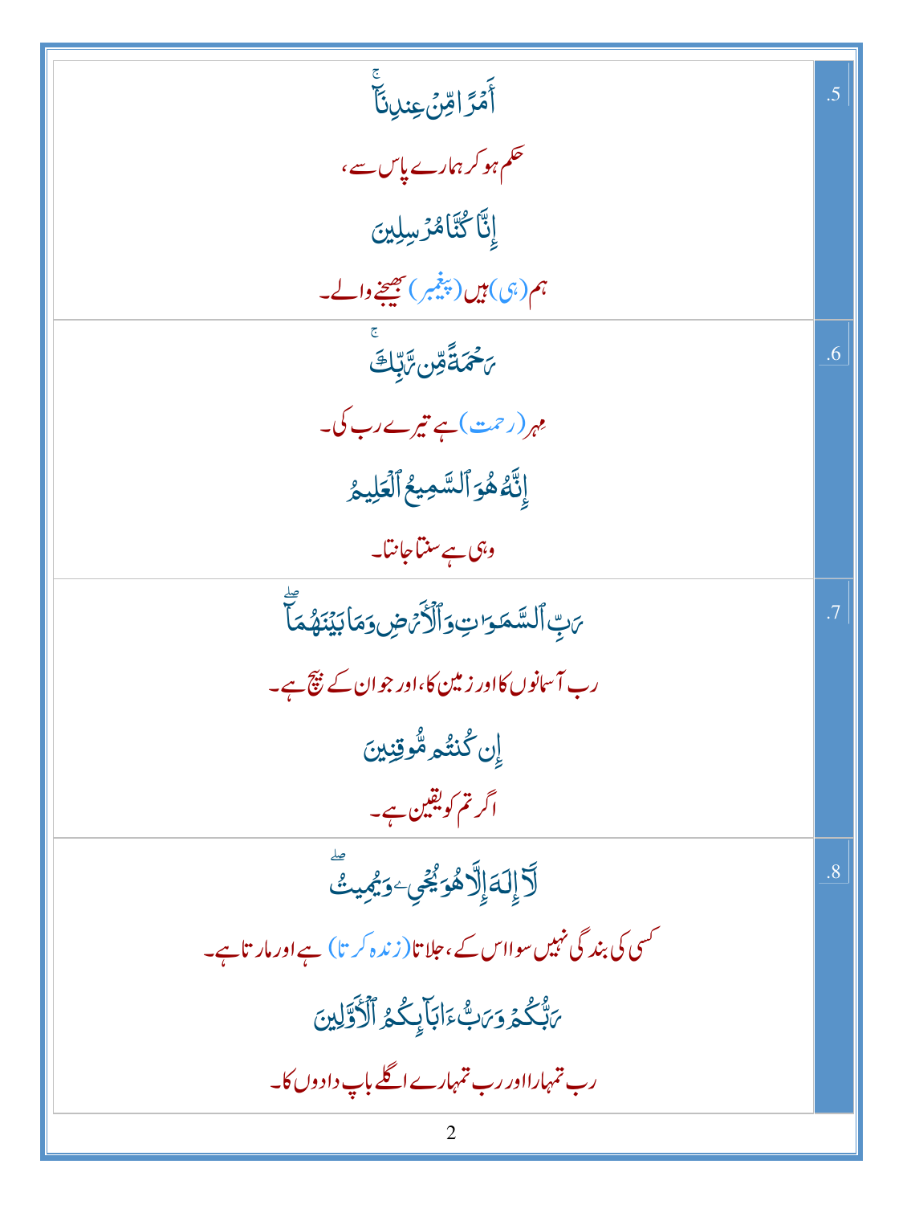| | |
|---|---|
| أَمۡرًا مِّنۡ عِندِنَآ ۚ<br>حکم ہو کر ہمارے پاس سے،<br>إِنَّا كُنَّا مُرۡسِلِينَ<br>ہم (ہی) ہیں (پیغمبر) بھیجنے والے۔ | .5 |
| رَحۡمَةً مِّن رَّبِّكَ ۚ<br>مہر (رحمت) ہے تیرے رب کی۔<br>إِنَّهُۥ هُوَ ٱلسَّمِيعُ ٱلۡعَلِيمُ<br>وہی ہے سنتا جانتا۔ | .6 |
| رَبِّ ٱلسَّمَٰوَٰتِ وَٱلۡأَرۡضِ وَمَا بَيۡنَهُمَآ ۖ<br>رب آسمانوں کا اور زمین کا، اور جو ان کے بیچ ہے۔<br>إِن كُنتُم مُّوقِنِينَ<br>اگر تم کو یقین ہے۔ | .7 |
| لَآ إِلَٰهَ إِلَّا هُوَ يُحۡيِۦ وَيُمِيتُ ۖ<br>کسی کی بندگی نہیں سوا اس کے، جلاتا (زندہ کرتا) ہے اور مارتا ہے۔<br>رَبُّكُمۡ وَرَبُّ ءَابَآئِكُمُ ٱلۡأَوَّلِينَ<br>رب تمہارا اور رب تمہارے اگلے باپ دادوں کا۔ | .8 |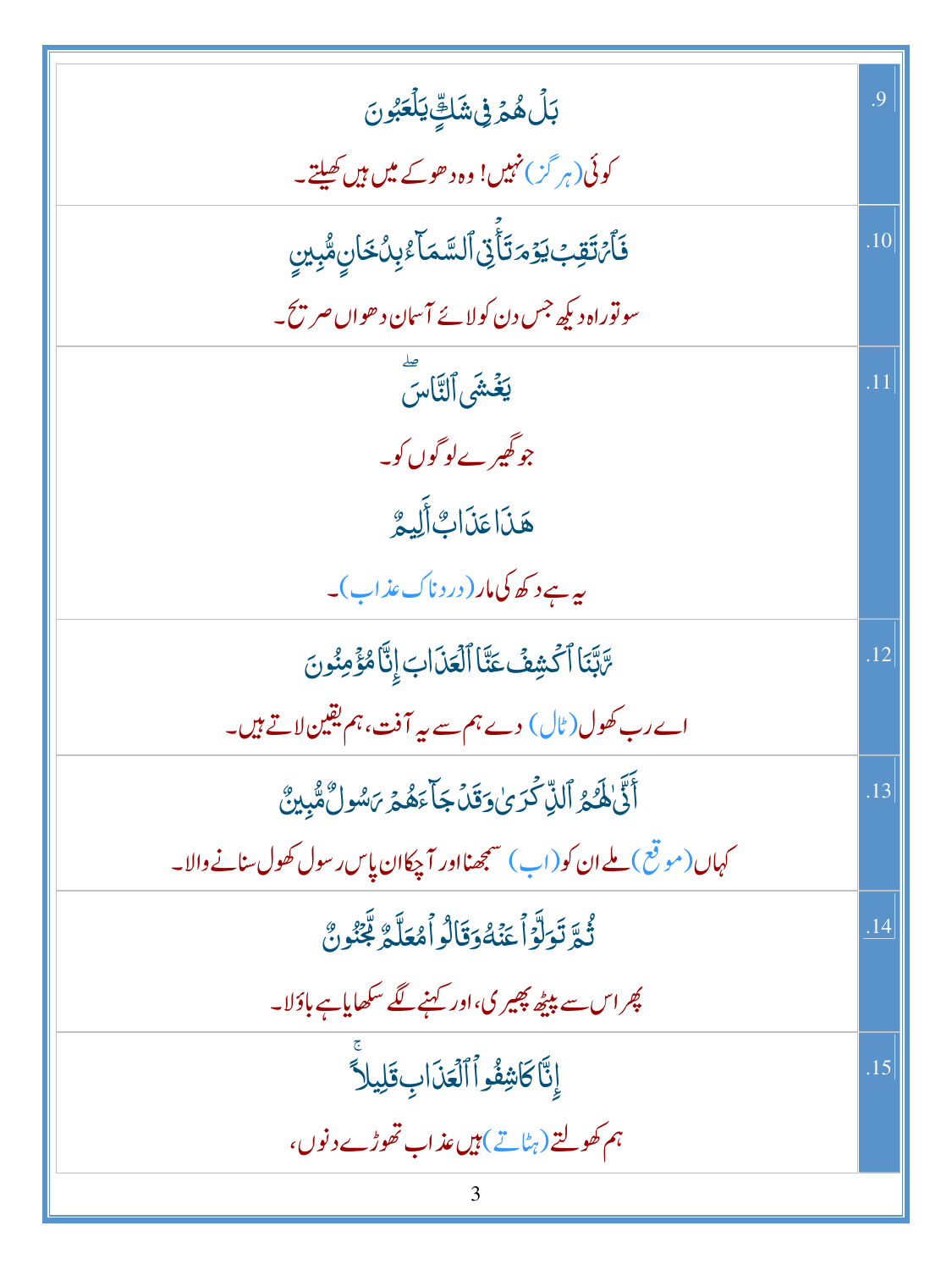| | |
|---|---|
| بَلْ هُمْ فِي شَكٍّ يَلْعَبُونَ<br>کوئی (ہرگز) نہیں! وہ دھوکے میں ہیں کھیلتے۔ | .9 |
| فَارْتَقِبْ يَوْمَ تَأْتِي السَّمَاءُ بِدُخَانٍ مُّبِينٍ<br>سو تو راہ دیکھ جس دن کو لائے آسمان دھواں صریح۔ | .10 |
| يَغْشَى النَّاسَ<br>جو گھیرے لوگوں کو۔<br>هَٰذَا عَذَابٌ أَلِيمٌ<br>یہ ہے دکھ کی مار (دردناک عذاب)۔ | .11 |
| رَّبَّنَا اكْشِفْ عَنَّا الْعَذَابَ إِنَّا مُؤْمِنُونَ<br>اے رب کھول (ٹال) دے ہم سے یہ آفت، ہم یقین لاتے ہیں۔ | .12 |
| أَنَّىٰ لَهُمُ الذِّكْرَىٰ وَقَدْ جَاءَهُمْ رَسُولٌ مُّبِينٌ<br>کہاں (موقع) ملے ان کو (اب) سمجھنا اور آچکا ان پاس رسول کھول سنانے والا۔ | .13 |
| ثُمَّ تَوَلَّوْا عَنْهُ وَقَالُوا مُعَلَّمٌ مَّجْنُونٌ<br>پھر اس سے پیٹھ پھیری، اور کہنے لگے سکھایا ہے باؤلا۔ | .14 |
| إِنَّا كَاشِفُو الْعَذَابِ قَلِيلًا<br>ہم کھولتے (ہٹاتے) ہیں عذاب تھوڑے دنوں، | .15 |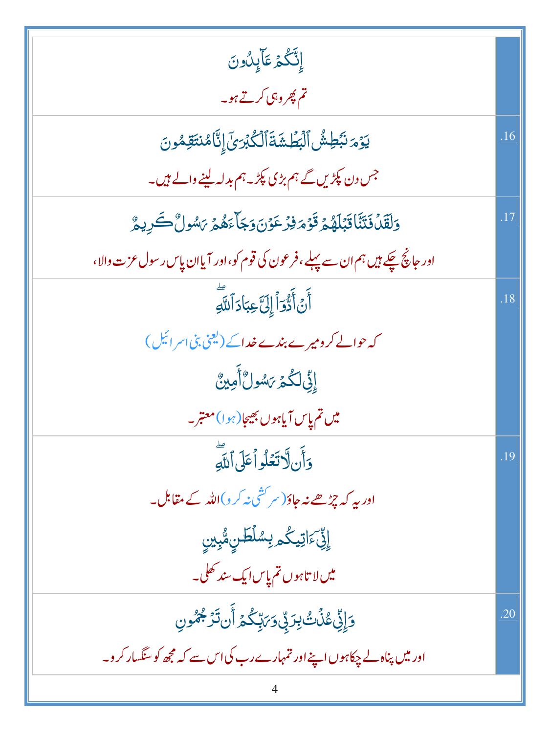| | |
|---|---|
| إِنَّكُمْ عَآئِدُونَ<br>تم پھر وہی کرتے ہو۔ | |
| يَوْمَ نَبْطِشُ ٱلْبَطْشَةَ ٱلْكُبْرَىٰٓ إِنَّا مُنتَقِمُونَ<br>جس دن پکڑیں گے ہم بڑی پکڑ۔ ہم بدلہ لینے والے ہیں۔ | .16 |
| وَلَقَدْ فَتَنَّا قَبْلَهُمْ قَوْمَ فِرْعَوْنَ وَجَآءَهُمْ رَسُولٌ كَرِيمٌ<br>اور جانچ چکے ہیں ہم ان سے پہلے، فرعون کی قوم کو، اور آیا ان پاس رسول عزت والا، | .17 |
| أَنْ أَدُّوٓا۟ إِلَىَّ عِبَادَ ٱللَّهِ ۖ<br>کہ حوالے کرو میرے بندے خدا کے (یعنی بنی اسرائیل)<br>إِنِّى لَكُمْ رَسُولٌ أَمِينٌ<br>میں تم پاس آیا ہوں بھیجا (ہوا) معتبر۔ | .18 |
| وَأَن لَّا تَعْلُوا۟ عَلَى ٱللَّهِ ۖ<br>اور یہ کہ چڑھے نہ جاؤ (سرکشی نہ کرو) اللہ کے مقابل۔<br>إِنِّىٓ ءَاتِيكُم بِسُلْطَٰنٍ مُّبِينٍ<br>میں لاتا ہوں تم پاس ایک سند کھلی۔ | .19 |
| وَإِنِّى عُذْتُ بِرَبِّى وَرَبِّكُمْ أَن تَرْجُمُونِ<br>اور میں پناہ لے چکا ہوں اپنے اور تمہارے رب کی اس سے کہ مجھ کو سنگسار کرو۔ | .20 |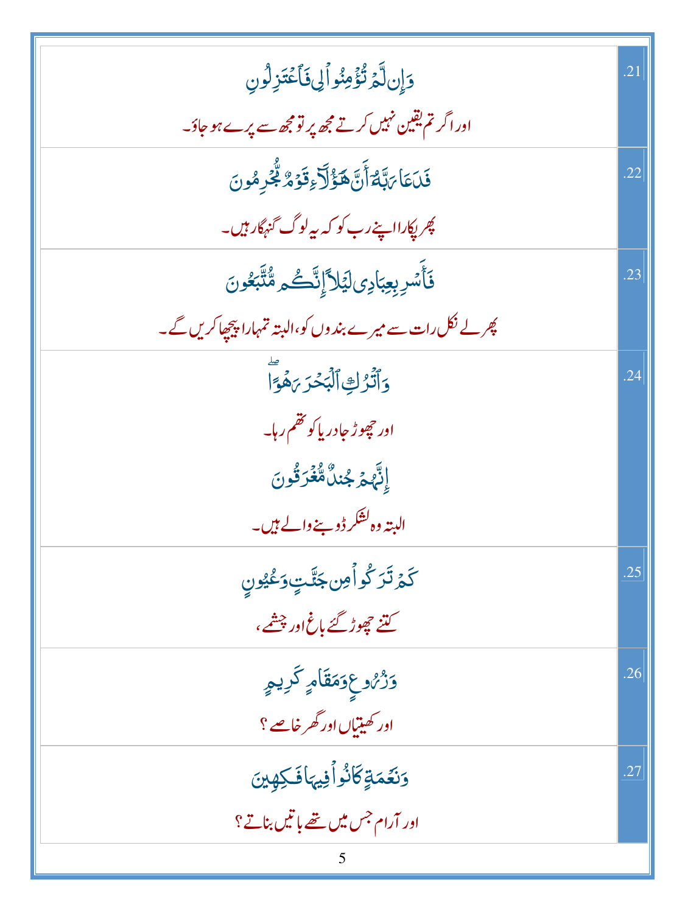| | |
|---|---|
| وَإِن لَّمۡ تُؤۡمِنُواْ لِي فَٱعۡتَزِلُونِ<br><br>اور اگر تم یقین نہیں کرتے مجھ پر تو مجھ سے پرے ہو جاؤ۔ | .21 |
| فَدَعَا رَبَّهُۥٓ أَنَّ هَٰٓؤُلَآءِ قَوۡمٞ مُّجۡرِمُونَ<br><br>پھر پکارا اپنے رب کو کہ یہ لوگ گنہگار ہیں۔ | .22 |
| فَأَسۡرِ بِعِبَادِي لَيۡلًا إِنَّكُم مُّتَّبَعُونَ<br><br>پھر لے نکل رات سے میرے بندوں کو، البتہ تمہارا پیچھا کریں گے۔ | .23 |
| وَٱتۡرُكِ ٱلۡبَحۡرَ رَهۡوًاۖ<br><br>اور چھوڑ جا دریا کو تھم رہا۔<br><br>إِنَّهُمۡ جُندٞ مُّغۡرَقُونَ<br><br>البتہ وہ لشکر ڈوبنے والے ہیں۔ | .24 |
| كَمۡ تَرَكُواْ مِن جَنَّٰتٖ وَعُيُونٖ<br><br>کتنے چھوڑ گئے باغ اور چشمے، | .25 |
| وَزُرُوعٖ وَمَقَامٖ كَرِيمٖ<br><br>اور کھیتیاں اور گھر خاصے؟ | .26 |
| وَنَعۡمَةٖ كَانُواْ فِيهَا فَٰكِهِينَ<br><br>اور آرام جس میں تھے باتیں بناتے؟ | .27 |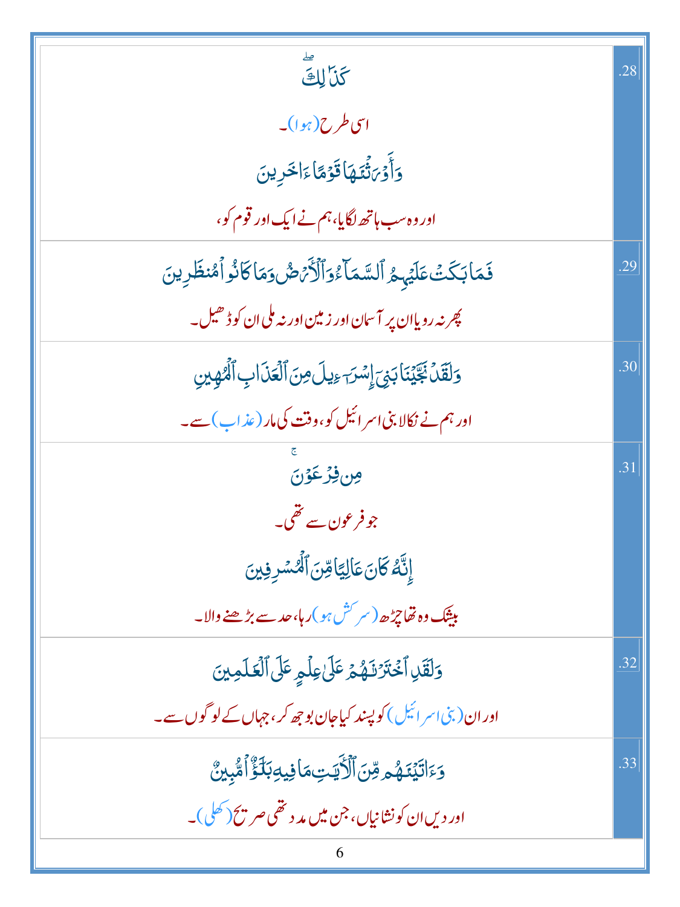| | |
|---|---|
| كَذَٰلِكَ ۖ<br>اسی طرح (ہوا)۔<br>وَأَوْرَثْنَاهَا قَوْمًا آخَرِينَ<br>اور وہ سب ہاتھ لگایا، ہم نے ایک اور قوم کو، | .28 |
| فَمَا بَكَتْ عَلَيْهِمُ السَّمَاءُ وَالْأَرْضُ وَمَا كَانُوا مُنظَرِينَ<br>پھر نہ رویا ان پر آسمان اور زمین اور نہ ملی ان کو ڈھیل۔ | .29 |
| وَلَقَدْ نَجَّيْنَا بَنِي إِسْرَائِيلَ مِنَ الْعَذَابِ الْمُهِينِ<br>اور ہم نے نکالا بنی اسرائیل کو، وقت کی مار (عذاب) سے۔ | .30 |
| مِن فِرْعَوْنَ ۚ<br>جو فرعون سے تھی۔<br>إِنَّهُ كَانَ عَالِيًا مِّنَ الْمُسْرِفِينَ<br>بیشک وہ تھا چڑھ (سرکش ہو) رہا، حد سے بڑھنے والا۔ | .31 |
| وَلَقَدِ اخْتَرْنَاهُمْ عَلَىٰ عِلْمٍ عَلَى الْعَالَمِينَ<br>اور ان (بنی اسرائیل) کو پسند کیا جان بوجھ کر، جہاں کے لوگوں سے۔ | .32 |
| وَآتَيْنَاهُم مِّنَ الْآيَاتِ مَا فِيهِ بَلَاءٌ مُّبِينٌ<br>اور دیں ان کو نشانیاں، جن میں مدد تھی صریح (کھلی)۔ | .33 |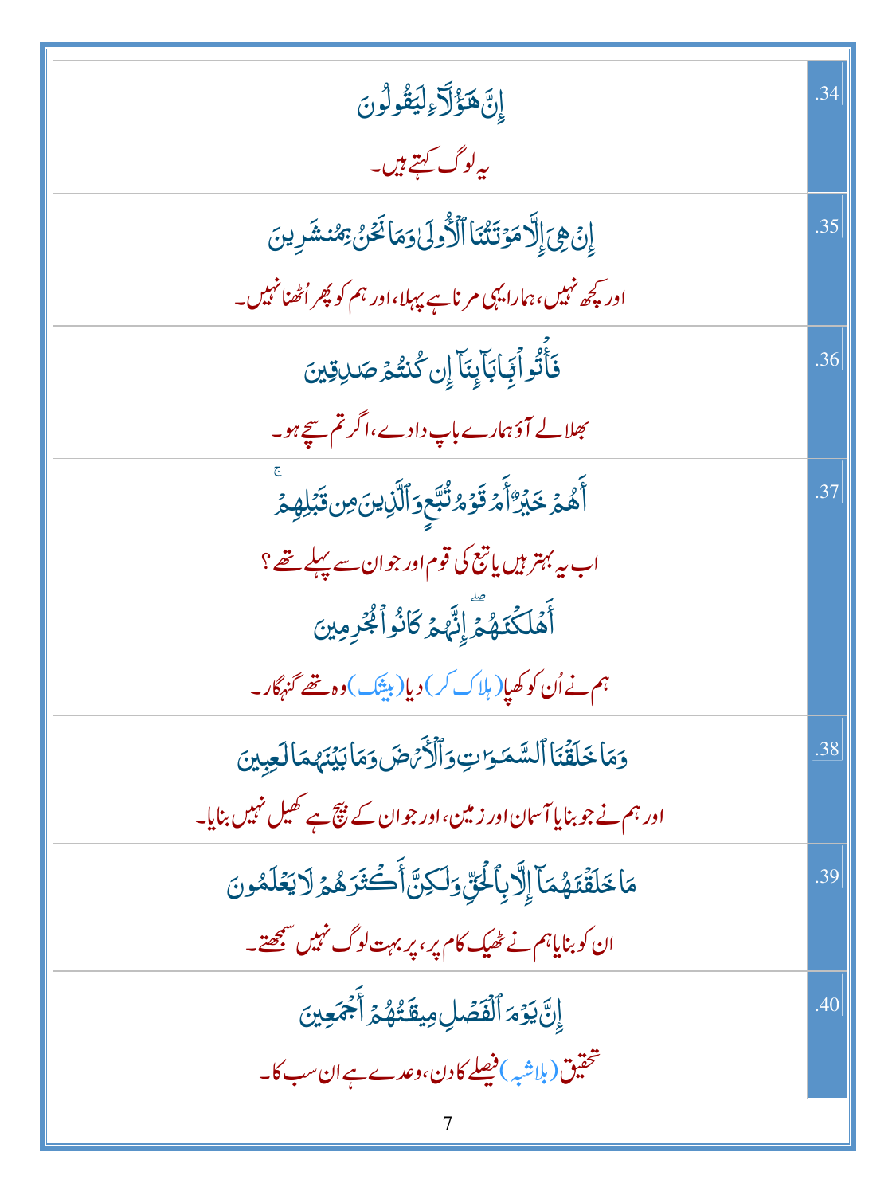| | |
|---|---|
| إِنَّ هَٰٓؤُلَآءِ لَيَقُولُونَ<br>یہ لوگ کہتے ہیں۔ | .34 |
| إِنْ هِىَ إِلَّا مَوْتَتُنَا ٱلْأُولَىٰ وَمَا نَحْنُ بِمُنشَرِينَ<br>اور کچھ نہیں، ہمارا یہی مرنا ہے پہلا، اور ہم کو پھر اُٹھنا نہیں۔ | .35 |
| فَأْتُوا۟ بِـَٔابَآئِنَآ إِن كُنتُمْ صَٰدِقِينَ<br>بھلا لے آؤ ہمارے باپ دادے، اگر تم سچے ہو۔ | .36 |
| أَهُمْ خَيْرٌ أَمْ قَوْمُ تُبَّعٍ وَٱلَّذِينَ مِن قَبْلِهِمْ ۚ<br>اب یہ بہتر ہیں یا تبع کی قوم اور جو ان سے پہلے تھے ؟<br>أَهْلَكْنَٰهُمْ ۖ إِنَّهُمْ كَانُوا۟ مُجْرِمِينَ<br>ہم نے اُن کو کھپا (ہلاک کر) دیا (بیشک) وہ تھے گنہگار۔ | .37 |
| وَمَا خَلَقْنَا ٱلسَّمَٰوَٰتِ وَٱلْأَرْضَ وَمَا بَيْنَهُمَا لَٰعِبِينَ<br>اور ہم نے جو بنایا آسمان اور زمین، اور جو ان کے بیچ ہے کھیل نہیں بنایا۔ | .38 |
| مَا خَلَقْنَٰهُمَآ إِلَّا بِٱلْحَقِّ وَلَٰكِنَّ أَكْثَرَهُمْ لَا يَعْلَمُونَ<br>ان کو بنایا ہم نے ٹھیک کام پر، پر بہت لوگ نہیں سمجھتے۔ | .39 |
| إِنَّ يَوْمَ ٱلْفَصْلِ مِيقَٰتُهُمْ أَجْمَعِينَ<br>تحقیق (بلاشبہ) فیصلے کا دن، وعدے ہے ان سب کا۔ | .40 |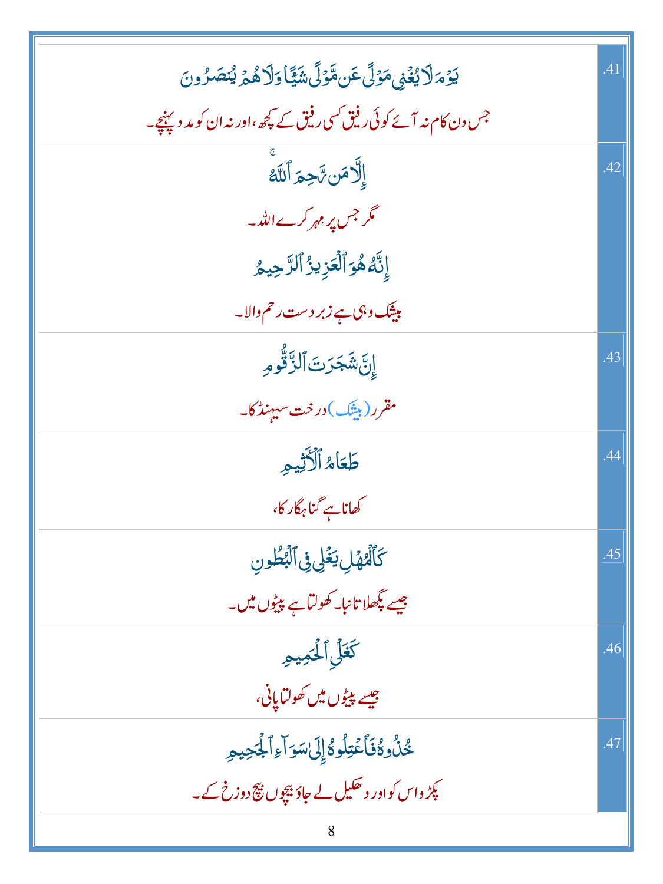| | |
|---|---|
| يَوْمَ لَا يُغْنِي مَوْلًى عَن مَّوْلًى شَيْـًٔا وَلَا هُمْ يُنصَرُونَ<br><br>جس دن کام نہ آئے کوئی رفیق کسی رفیق کے کچھ، اور نہ ان کو مدد پہنچے۔ | .41 |
| إِلَّا مَن رَّحِمَ ٱللَّهُ<br><br>مگر جس پر مہر کرے اللہ۔<br><br>إِنَّهُۥ هُوَ ٱلْعَزِيزُ ٱلرَّحِيمُ<br><br>بیشک وہی ہے زبردست رحم والا۔ | .42 |
| إِنَّ شَجَرَتَ ٱلزَّقُّومِ<br><br>مقرر (بیشک) درخت سیہنڈ کا۔ | .43 |
| طَعَامُ ٱلْأَثِيمِ<br><br>کھانا ہے گناہگار کا، | .44 |
| كَٱلْمُهْلِ يَغْلِي فِي ٱلْبُطُونِ<br><br>جیسے پگھلا تانبا۔ کھولتا ہے پیٹوں میں۔ | .45 |
| كَغَلْيِ ٱلْحَمِيمِ<br><br>جیسے پیٹوں میں کھولتا پانی، | .46 |
| خُذُوهُ فَٱعْتِلُوهُ إِلَىٰ سَوَآءِ ٱلْجَحِيمِ<br><br>پکڑو اس کو اور دھکیل لے جاؤ بیچوں بیچ دوزخ کے۔ | .47 |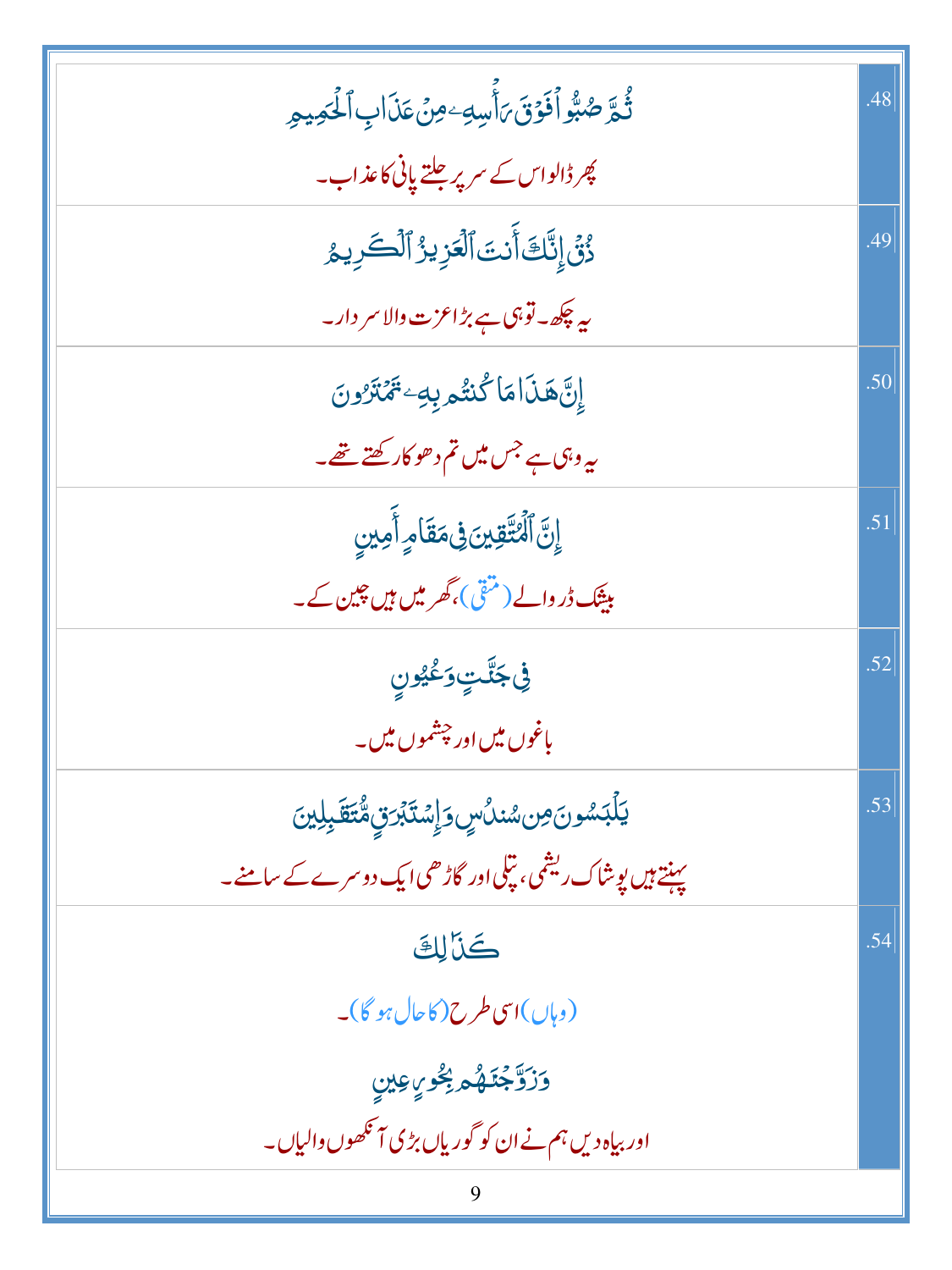| | |
|---|---|
| ثُمَّ صُبُّوا۟ فَوْقَ رَأْسِهِۦ مِنْ عَذَابِ ٱلْحَمِيمِ<br>پھر ڈالو اس کے سر پر جلتے پانی کا عذاب۔ | .48 |
| ذُقْ إِنَّكَ أَنتَ ٱلْعَزِيزُ ٱلْكَرِيمُ<br>یہ چکھ۔ تو ہی ہے بڑا عزت والا سردار۔ | .49 |
| إِنَّ هَـٰذَا مَا كُنتُم بِهِۦ تَمْتَرُونَ<br>یہ وہی ہے جس میں تم دھوکا رکھتے تھے۔ | .50 |
| إِنَّ ٱلْمُتَّقِينَ فِى مَقَامٍ أَمِينٍ<br>بیشک ڈر والے (متقی)، گھر میں ہیں چین کے۔ | .51 |
| فِى جَنَّـٰتٍ وَعُيُونٍ<br>باغوں میں اور چشموں میں۔ | .52 |
| يَلْبَسُونَ مِن سُندُسٍ وَإِسْتَبْرَقٍ مُّتَقَـٰبِلِينَ<br>پہنتے ہیں پوشاک ریشمی، پتلی اور گاڑھی ایک دوسرے کے سامنے۔ | .53 |
| كَذَٰلِكَ<br>(وہاں) اسی طرح (کا حال ہو گا)۔<br>وَزَوَّجْنَـٰهُم بِحُورٍ عِينٍ<br>اور بیاہ دیں ہم نے ان کو گوریاں بڑی آنکھوں والیاں۔ | .54 |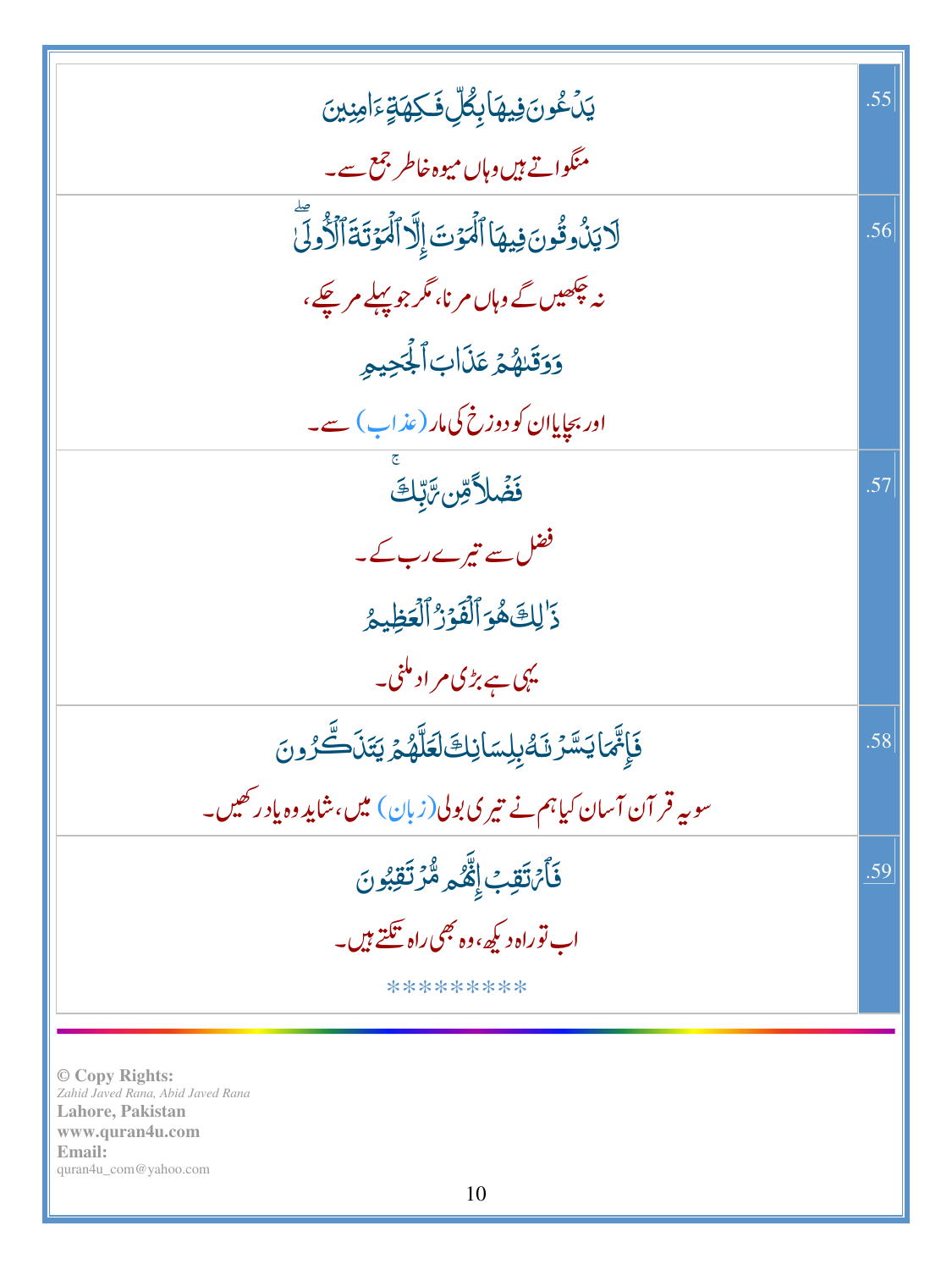| | |
|---|---|
| يَدْعُونَ فِيهَا بِكُلِّ فَـٰكِهَةٍ ءَامِنِينَ<br>منگواتے ہیں وہاں میوہ خاطر جمع سے۔ | .55 |
| لَا يَذُوقُونَ فِيهَا ٱلْمَوْتَ إِلَّا ٱلْمَوْتَةَ ٱلْأُولَىٰ ۖ<br>نہ چکھیں گے وہاں مرنا، مگر جو پہلے مر چکے،<br>وَوَقَىٰهُمْ عَذَابَ ٱلْجَحِيمِ<br>اور بچایا ان کو دوزخ کی مار (عذاب) سے۔ | .56 |
| فَضْلًا مِّن رَّبِّكَ ۚ<br>فضل سے تیرے رب کے۔<br>ذَٰلِكَ هُوَ ٱلْفَوْزُ ٱلْعَظِيمُ<br>یہی ہے بڑی مراد ملنی۔ | .57 |
| فَإِنَّمَا يَسَّرْنَـٰهُ بِلِسَانِكَ لَعَلَّهُمْ يَتَذَكَّرُونَ<br>سو یہ قرآن آسان کیا ہم نے تیری بولی (زبان) میں، شاید وہ یاد رکھیں۔ | .58 |
| فَٱرْتَقِبْ إِنَّهُم مُّرْتَقِبُونَ<br>اب تو راہ دیکھ، وہ بھی راہ تکتے ہیں۔<br>********* | .59 |

© Copy Rights:
*Zahid Javed Rana, Abid Javed Rana*
**Lahore, Pakistan**
**www.quran4u.com**
**Email:**
quran4u_com@yahoo.com